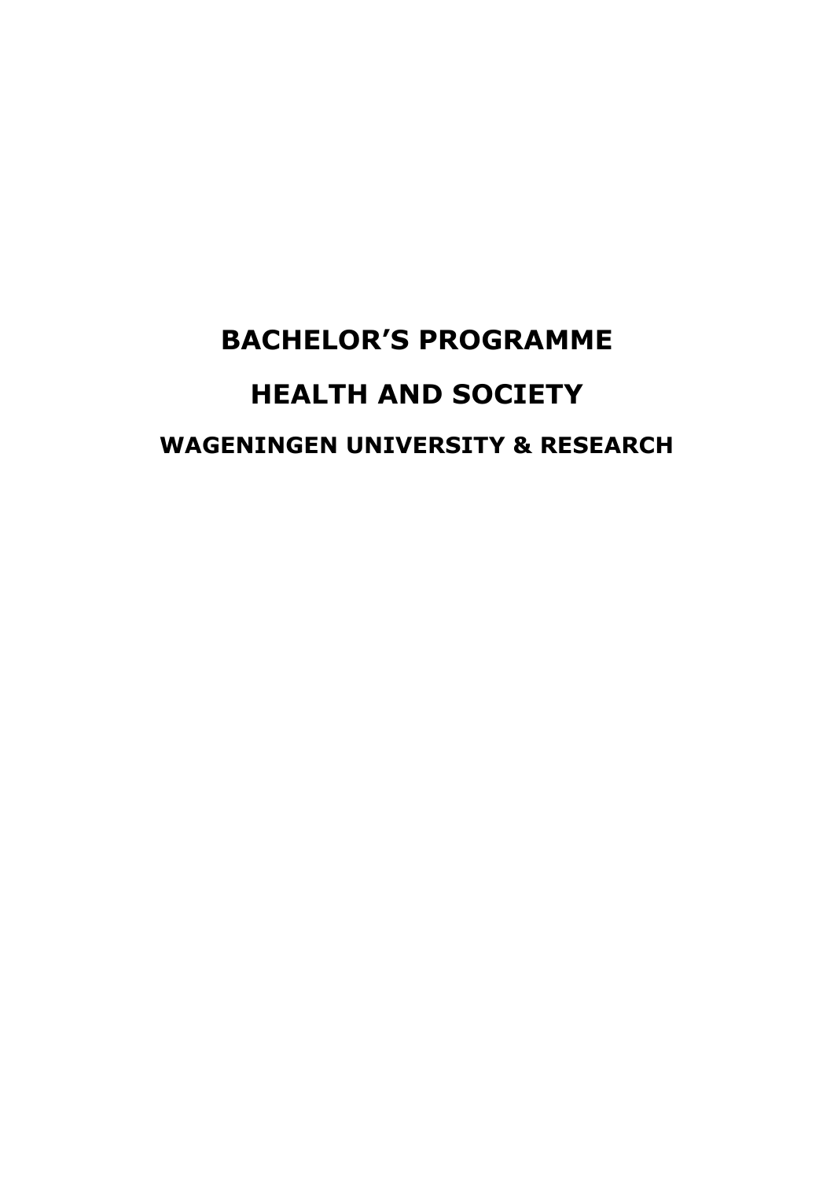# BACHELOR'S PROGRAMME

# HEALTH AND SOCIETY

## WAGENINGEN UNIVERSITY & RESEARCH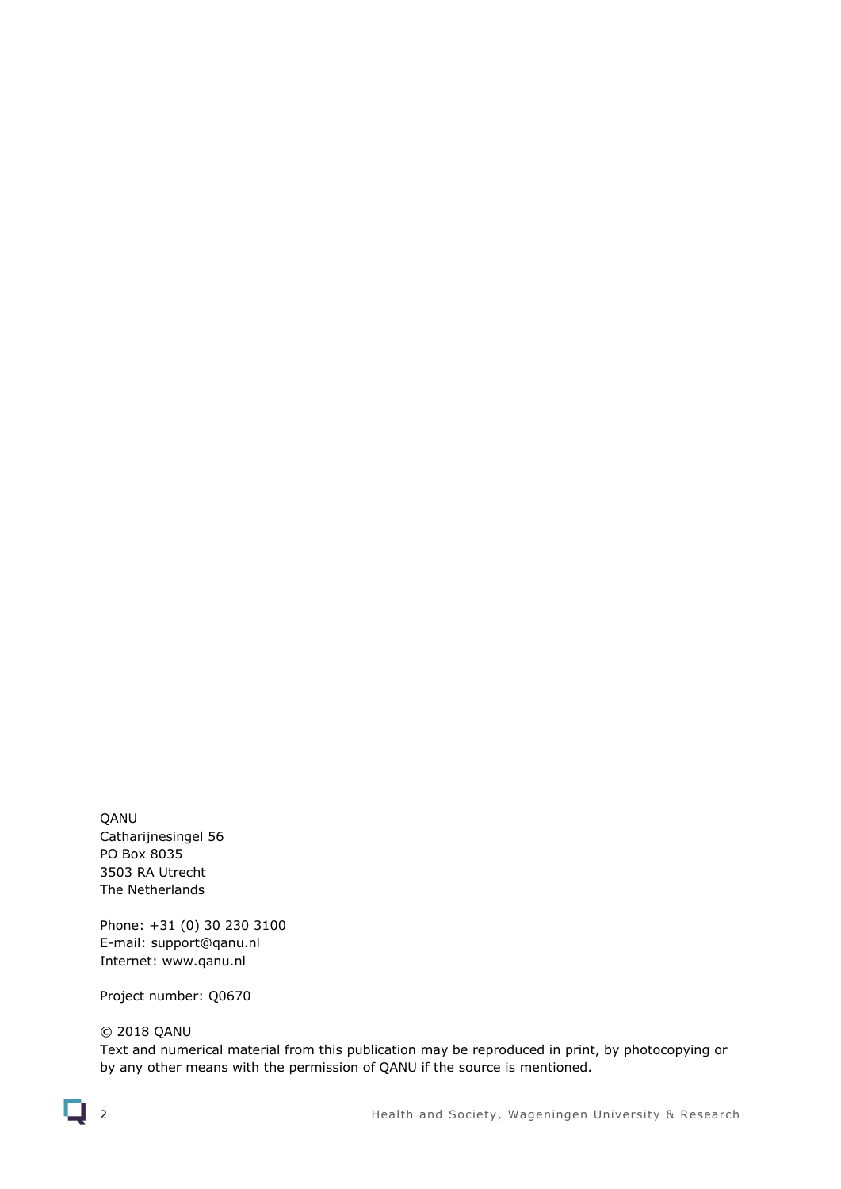QANU
Catharijnesingel 56
PO Box 8035
3503 RA Utrecht
The Netherlands

Phone: +31 (0) 30 230 3100
E-mail: support@qanu.nl
Internet: www.qanu.nl

Project number: Q0670

© 2018 QANU
Text and numerical material from this publication may be reproduced in print, by photocopying or by any other means with the permission of QANU if the source is mentioned.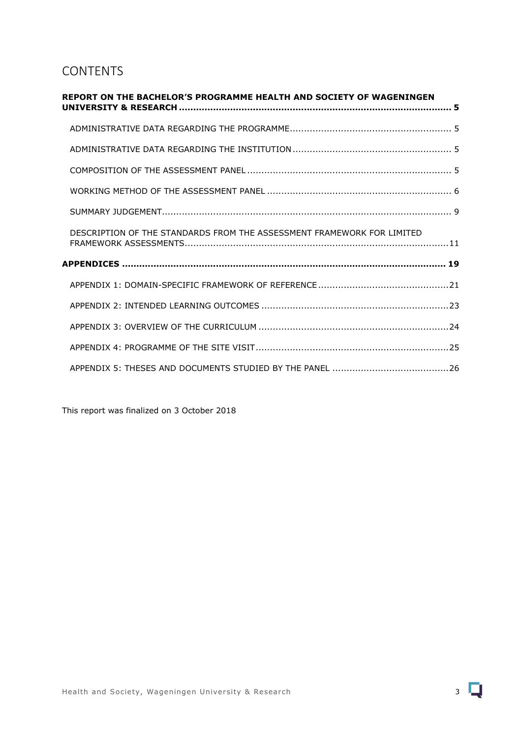# CONTENTS

**REPORT ON THE BACHELOR'S PROGRAMME HEALTH AND SOCIETY OF WAGENINGEN UNIVERSITY & RESEARCH ..... 5**

- ADMINISTRATIVE DATA REGARDING THE PROGRAMME ..... 5
- ADMINISTRATIVE DATA REGARDING THE INSTITUTION ..... 5
- COMPOSITION OF THE ASSESSMENT PANEL ..... 5
- WORKING METHOD OF THE ASSESSMENT PANEL ..... 6
- SUMMARY JUDGEMENT ..... 9
- DESCRIPTION OF THE STANDARDS FROM THE ASSESSMENT FRAMEWORK FOR LIMITED FRAMEWORK ASSESSMENTS ..... 11

**APPENDICES ..... 19**

- APPENDIX 1: DOMAIN-SPECIFIC FRAMEWORK OF REFERENCE ..... 21
- APPENDIX 2: INTENDED LEARNING OUTCOMES ..... 23
- APPENDIX 3: OVERVIEW OF THE CURRICULUM ..... 24
- APPENDIX 4: PROGRAMME OF THE SITE VISIT ..... 25
- APPENDIX 5: THESES AND DOCUMENTS STUDIED BY THE PANEL ..... 26

This report was finalized on 3 October 2018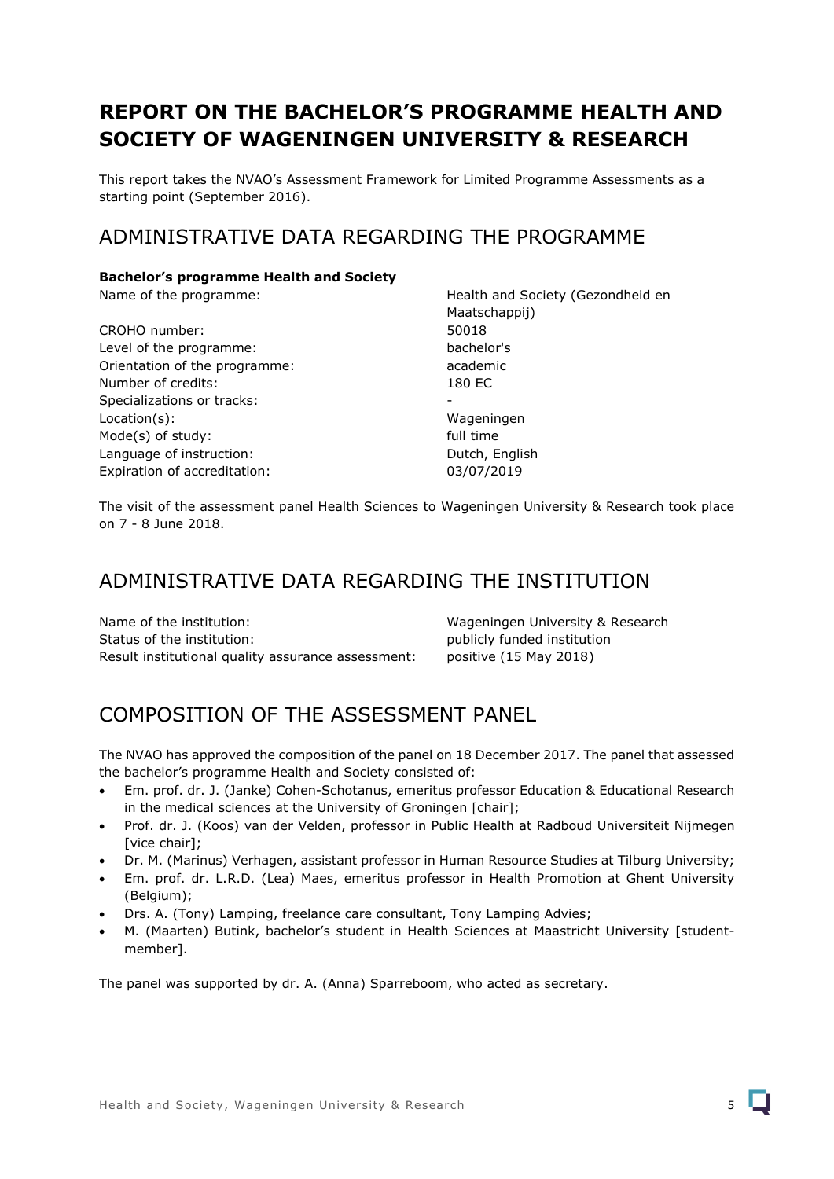# REPORT ON THE BACHELOR'S PROGRAMME HEALTH AND SOCIETY OF WAGENINGEN UNIVERSITY & RESEARCH

This report takes the NVAO's Assessment Framework for Limited Programme Assessments as a starting point (September 2016).

## ADMINISTRATIVE DATA REGARDING THE PROGRAMME

**Bachelor's programme Health and Society**

| | |
|---|---|
| Name of the programme: | Health and Society (Gezondheid en Maatschappij) |
| CROHO number: | 50018 |
| Level of the programme: | bachelor's |
| Orientation of the programme: | academic |
| Number of credits: | 180 EC |
| Specializations or tracks: | - |
| Location(s): | Wageningen |
| Mode(s) of study: | full time |
| Language of instruction: | Dutch, English |
| Expiration of accreditation: | 03/07/2019 |

The visit of the assessment panel Health Sciences to Wageningen University & Research took place on 7 - 8 June 2018.

## ADMINISTRATIVE DATA REGARDING THE INSTITUTION

| | |
|---|---|
| Name of the institution: | Wageningen University & Research |
| Status of the institution: | publicly funded institution |
| Result institutional quality assurance assessment: | positive (15 May 2018) |

## COMPOSITION OF THE ASSESSMENT PANEL

The NVAO has approved the composition of the panel on 18 December 2017. The panel that assessed the bachelor's programme Health and Society consisted of:

- Em. prof. dr. J. (Janke) Cohen-Schotanus, emeritus professor Education & Educational Research in the medical sciences at the University of Groningen [chair];
- Prof. dr. J. (Koos) van der Velden, professor in Public Health at Radboud Universiteit Nijmegen [vice chair];
- Dr. M. (Marinus) Verhagen, assistant professor in Human Resource Studies at Tilburg University;
- Em. prof. dr. L.R.D. (Lea) Maes, emeritus professor in Health Promotion at Ghent University (Belgium);
- Drs. A. (Tony) Lamping, freelance care consultant, Tony Lamping Advies;
- M. (Maarten) Butink, bachelor's student in Health Sciences at Maastricht University [student-member].

The panel was supported by dr. A. (Anna) Sparreboom, who acted as secretary.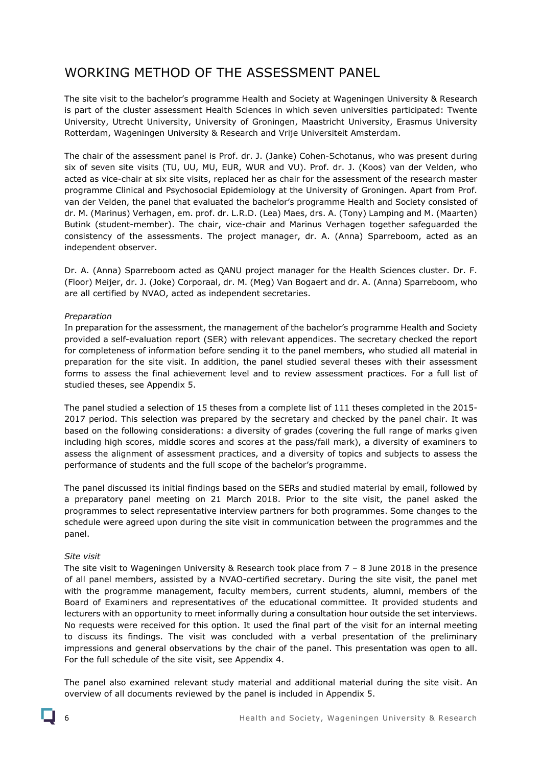# WORKING METHOD OF THE ASSESSMENT PANEL

The site visit to the bachelor's programme Health and Society at Wageningen University & Research is part of the cluster assessment Health Sciences in which seven universities participated: Twente University, Utrecht University, University of Groningen, Maastricht University, Erasmus University Rotterdam, Wageningen University & Research and Vrije Universiteit Amsterdam.

The chair of the assessment panel is Prof. dr. J. (Janke) Cohen-Schotanus, who was present during six of seven site visits (TU, UU, MU, EUR, WUR and VU). Prof. dr. J. (Koos) van der Velden, who acted as vice-chair at six site visits, replaced her as chair for the assessment of the research master programme Clinical and Psychosocial Epidemiology at the University of Groningen. Apart from Prof. van der Velden, the panel that evaluated the bachelor's programme Health and Society consisted of dr. M. (Marinus) Verhagen, em. prof. dr. L.R.D. (Lea) Maes, drs. A. (Tony) Lamping and M. (Maarten) Butink (student-member). The chair, vice-chair and Marinus Verhagen together safeguarded the consistency of the assessments. The project manager, dr. A. (Anna) Sparreboom, acted as an independent observer.

Dr. A. (Anna) Sparreboom acted as QANU project manager for the Health Sciences cluster. Dr. F. (Floor) Meijer, dr. J. (Joke) Corporaal, dr. M. (Meg) Van Bogaert and dr. A. (Anna) Sparreboom, who are all certified by NVAO, acted as independent secretaries.

*Preparation*

In preparation for the assessment, the management of the bachelor's programme Health and Society provided a self-evaluation report (SER) with relevant appendices. The secretary checked the report for completeness of information before sending it to the panel members, who studied all material in preparation for the site visit. In addition, the panel studied several theses with their assessment forms to assess the final achievement level and to review assessment practices. For a full list of studied theses, see Appendix 5.

The panel studied a selection of 15 theses from a complete list of 111 theses completed in the 2015-2017 period. This selection was prepared by the secretary and checked by the panel chair. It was based on the following considerations: a diversity of grades (covering the full range of marks given including high scores, middle scores and scores at the pass/fail mark), a diversity of examiners to assess the alignment of assessment practices, and a diversity of topics and subjects to assess the performance of students and the full scope of the bachelor's programme.

The panel discussed its initial findings based on the SERs and studied material by email, followed by a preparatory panel meeting on 21 March 2018. Prior to the site visit, the panel asked the programmes to select representative interview partners for both programmes. Some changes to the schedule were agreed upon during the site visit in communication between the programmes and the panel.

*Site visit*

The site visit to Wageningen University & Research took place from 7 – 8 June 2018 in the presence of all panel members, assisted by a NVAO-certified secretary. During the site visit, the panel met with the programme management, faculty members, current students, alumni, members of the Board of Examiners and representatives of the educational committee. It provided students and lecturers with an opportunity to meet informally during a consultation hour outside the set interviews. No requests were received for this option. It used the final part of the visit for an internal meeting to discuss its findings. The visit was concluded with a verbal presentation of the preliminary impressions and general observations by the chair of the panel. This presentation was open to all. For the full schedule of the site visit, see Appendix 4.

The panel also examined relevant study material and additional material during the site visit. An overview of all documents reviewed by the panel is included in Appendix 5.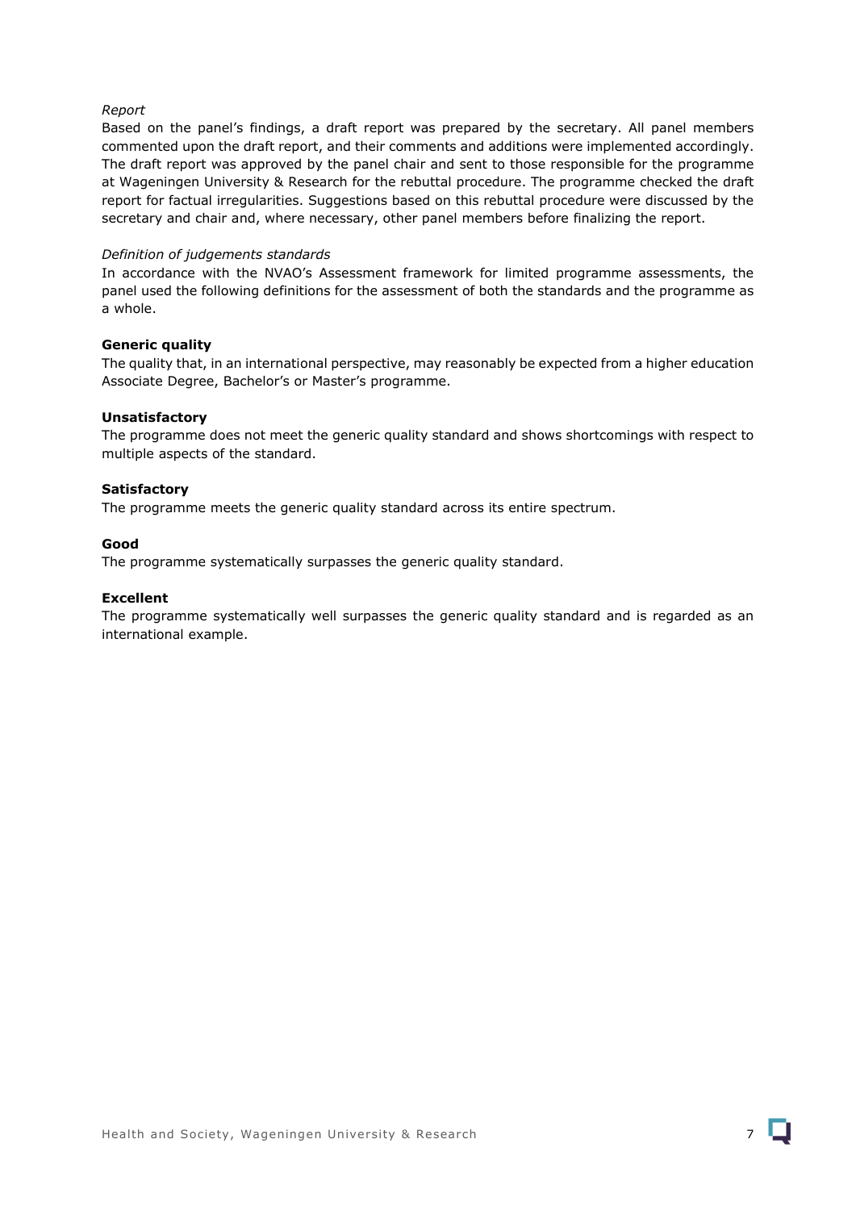*Report*

Based on the panel's findings, a draft report was prepared by the secretary. All panel members commented upon the draft report, and their comments and additions were implemented accordingly. The draft report was approved by the panel chair and sent to those responsible for the programme at Wageningen University & Research for the rebuttal procedure. The programme checked the draft report for factual irregularities. Suggestions based on this rebuttal procedure were discussed by the secretary and chair and, where necessary, other panel members before finalizing the report.

*Definition of judgements standards*

In accordance with the NVAO's Assessment framework for limited programme assessments, the panel used the following definitions for the assessment of both the standards and the programme as a whole.

**Generic quality**

The quality that, in an international perspective, may reasonably be expected from a higher education Associate Degree, Bachelor's or Master's programme.

**Unsatisfactory**

The programme does not meet the generic quality standard and shows shortcomings with respect to multiple aspects of the standard.

**Satisfactory**

The programme meets the generic quality standard across its entire spectrum.

**Good**

The programme systematically surpasses the generic quality standard.

**Excellent**

The programme systematically well surpasses the generic quality standard and is regarded as an international example.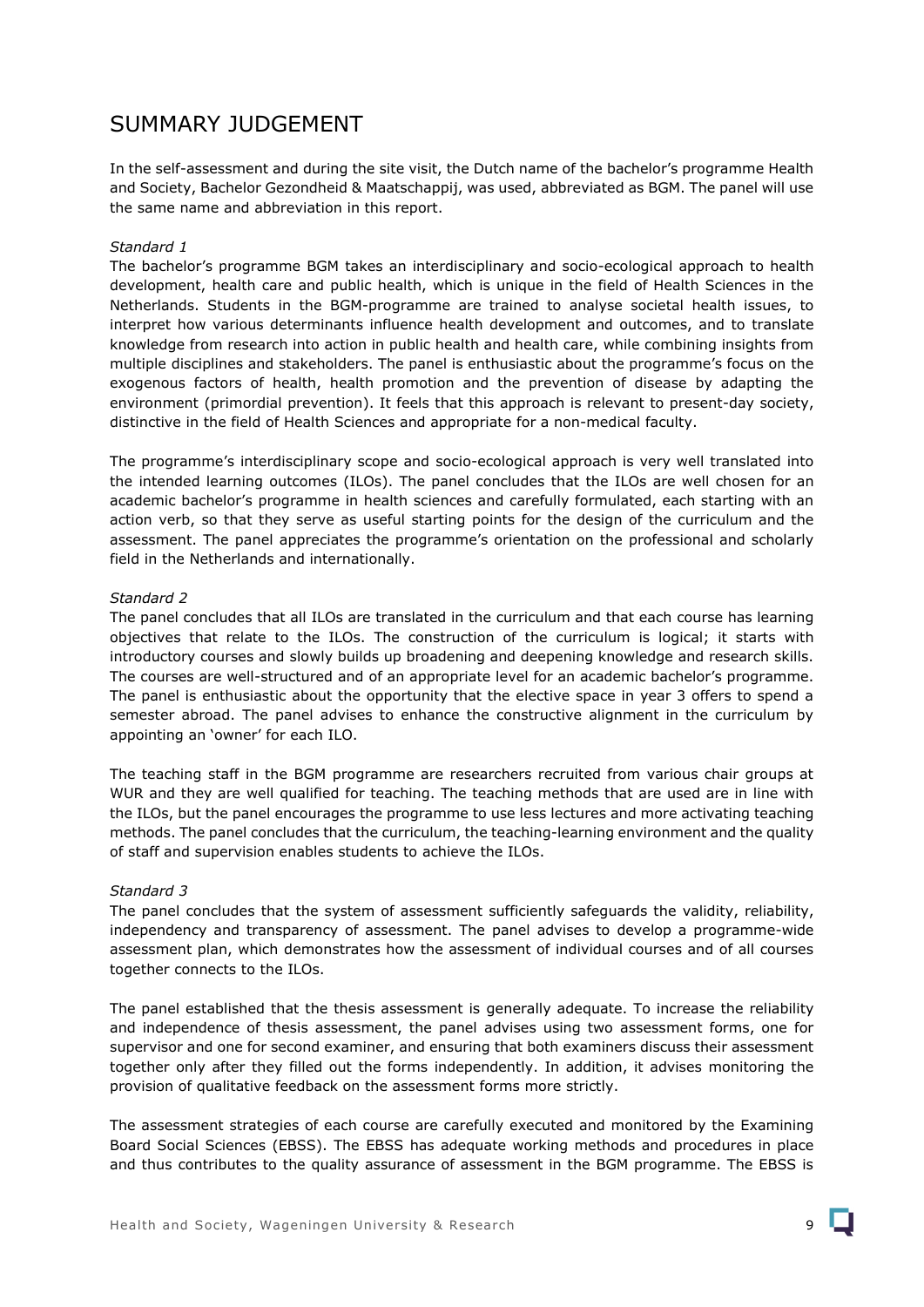# SUMMARY JUDGEMENT

In the self-assessment and during the site visit, the Dutch name of the bachelor's programme Health and Society, Bachelor Gezondheid & Maatschappij, was used, abbreviated as BGM. The panel will use the same name and abbreviation in this report.

*Standard 1*

The bachelor's programme BGM takes an interdisciplinary and socio-ecological approach to health development, health care and public health, which is unique in the field of Health Sciences in the Netherlands. Students in the BGM-programme are trained to analyse societal health issues, to interpret how various determinants influence health development and outcomes, and to translate knowledge from research into action in public health and health care, while combining insights from multiple disciplines and stakeholders. The panel is enthusiastic about the programme's focus on the exogenous factors of health, health promotion and the prevention of disease by adapting the environment (primordial prevention). It feels that this approach is relevant to present-day society, distinctive in the field of Health Sciences and appropriate for a non-medical faculty.

The programme's interdisciplinary scope and socio-ecological approach is very well translated into the intended learning outcomes (ILOs). The panel concludes that the ILOs are well chosen for an academic bachelor's programme in health sciences and carefully formulated, each starting with an action verb, so that they serve as useful starting points for the design of the curriculum and the assessment. The panel appreciates the programme's orientation on the professional and scholarly field in the Netherlands and internationally.

*Standard 2*

The panel concludes that all ILOs are translated in the curriculum and that each course has learning objectives that relate to the ILOs. The construction of the curriculum is logical; it starts with introductory courses and slowly builds up broadening and deepening knowledge and research skills. The courses are well-structured and of an appropriate level for an academic bachelor's programme. The panel is enthusiastic about the opportunity that the elective space in year 3 offers to spend a semester abroad. The panel advises to enhance the constructive alignment in the curriculum by appointing an 'owner' for each ILO.

The teaching staff in the BGM programme are researchers recruited from various chair groups at WUR and they are well qualified for teaching. The teaching methods that are used are in line with the ILOs, but the panel encourages the programme to use less lectures and more activating teaching methods. The panel concludes that the curriculum, the teaching-learning environment and the quality of staff and supervision enables students to achieve the ILOs.

*Standard 3*

The panel concludes that the system of assessment sufficiently safeguards the validity, reliability, independency and transparency of assessment. The panel advises to develop a programme-wide assessment plan, which demonstrates how the assessment of individual courses and of all courses together connects to the ILOs.

The panel established that the thesis assessment is generally adequate. To increase the reliability and independence of thesis assessment, the panel advises using two assessment forms, one for supervisor and one for second examiner, and ensuring that both examiners discuss their assessment together only after they filled out the forms independently. In addition, it advises monitoring the provision of qualitative feedback on the assessment forms more strictly.

The assessment strategies of each course are carefully executed and monitored by the Examining Board Social Sciences (EBSS). The EBSS has adequate working methods and procedures in place and thus contributes to the quality assurance of assessment in the BGM programme. The EBSS is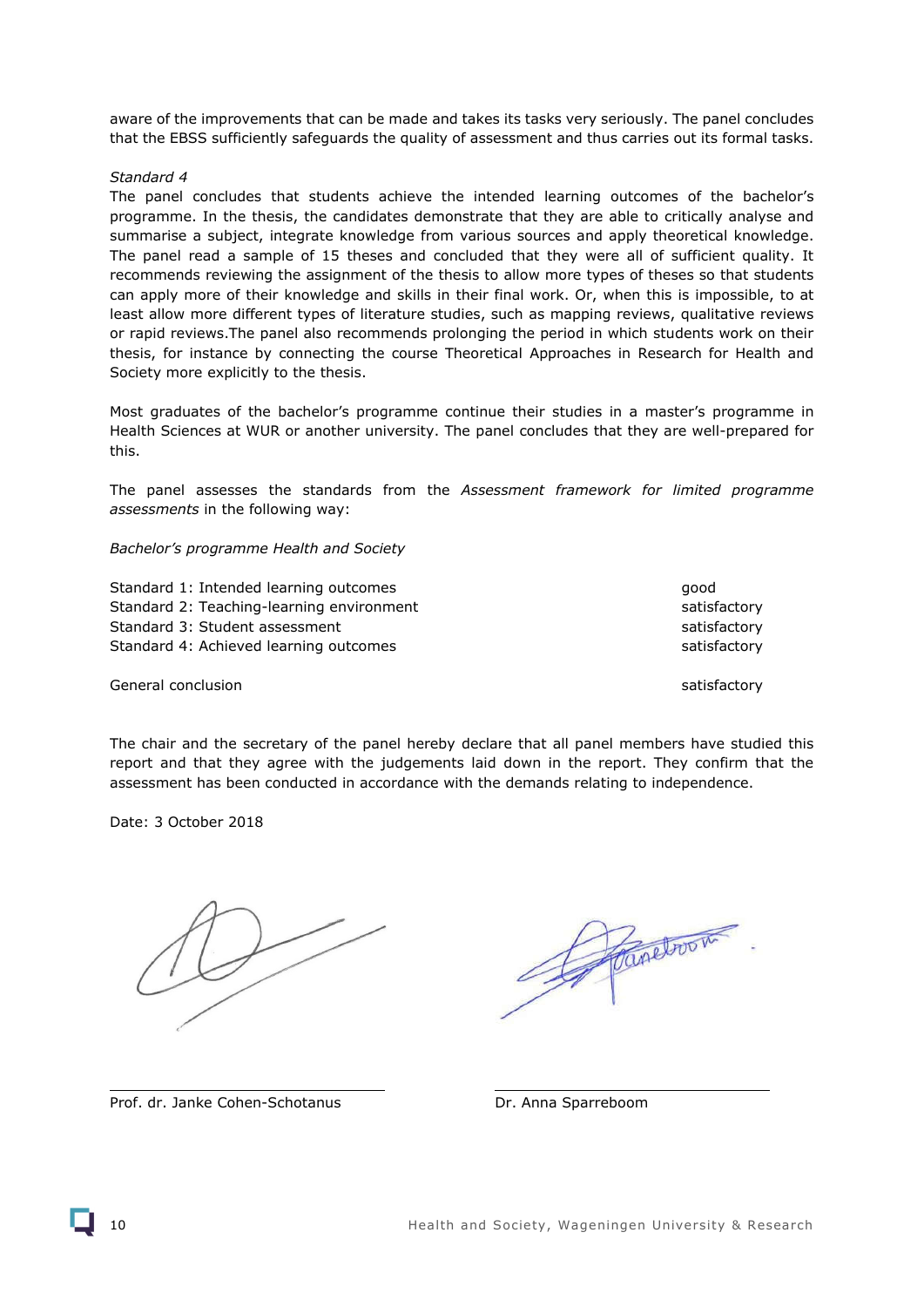aware of the improvements that can be made and takes its tasks very seriously. The panel concludes that the EBSS sufficiently safeguards the quality of assessment and thus carries out its formal tasks.

*Standard 4*

The panel concludes that students achieve the intended learning outcomes of the bachelor's programme. In the thesis, the candidates demonstrate that they are able to critically analyse and summarise a subject, integrate knowledge from various sources and apply theoretical knowledge. The panel read a sample of 15 theses and concluded that they were all of sufficient quality. It recommends reviewing the assignment of the thesis to allow more types of theses so that students can apply more of their knowledge and skills in their final work. Or, when this is impossible, to at least allow more different types of literature studies, such as mapping reviews, qualitative reviews or rapid reviews.The panel also recommends prolonging the period in which students work on their thesis, for instance by connecting the course Theoretical Approaches in Research for Health and Society more explicitly to the thesis.

Most graduates of the bachelor's programme continue their studies in a master's programme in Health Sciences at WUR or another university. The panel concludes that they are well-prepared for this.

The panel assesses the standards from the *Assessment framework for limited programme assessments* in the following way:

*Bachelor's programme Health and Society*

| | |
|---|---|
| Standard 1: Intended learning outcomes | good |
| Standard 2: Teaching-learning environment | satisfactory |
| Standard 3: Student assessment | satisfactory |
| Standard 4: Achieved learning outcomes | satisfactory |
| | |
| General conclusion | satisfactory |

The chair and the secretary of the panel hereby declare that all panel members have studied this report and that they agree with the judgements laid down in the report. They confirm that the assessment has been conducted in accordance with the demands relating to independence.

Date: 3 October 2018

Prof. dr. Janke Cohen-Schotanus

Dr. Anna Sparreboom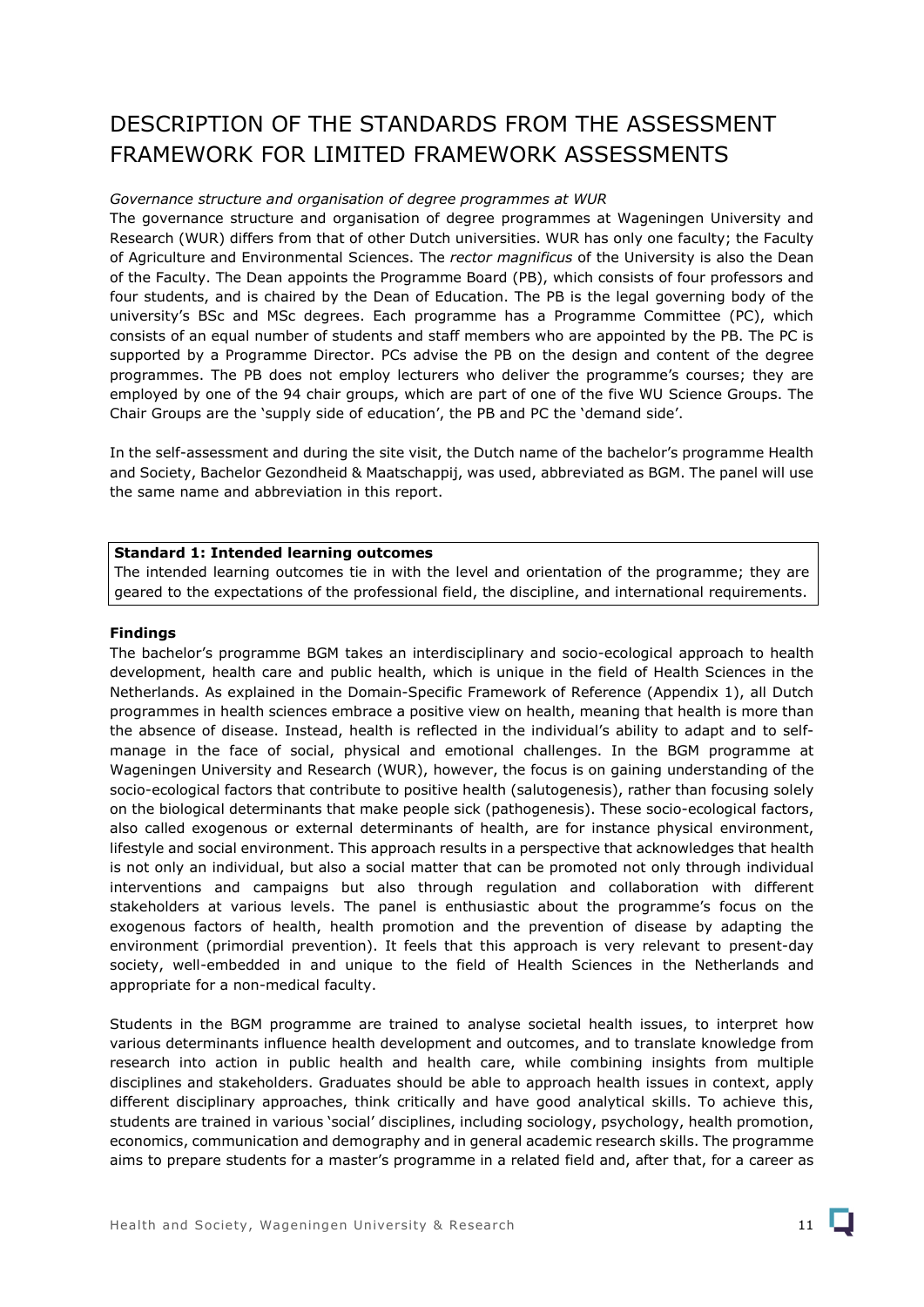# DESCRIPTION OF THE STANDARDS FROM THE ASSESSMENT FRAMEWORK FOR LIMITED FRAMEWORK ASSESSMENTS

*Governance structure and organisation of degree programmes at WUR*

The governance structure and organisation of degree programmes at Wageningen University and Research (WUR) differs from that of other Dutch universities. WUR has only one faculty; the Faculty of Agriculture and Environmental Sciences. The *rector magnificus* of the University is also the Dean of the Faculty. The Dean appoints the Programme Board (PB), which consists of four professors and four students, and is chaired by the Dean of Education. The PB is the legal governing body of the university's BSc and MSc degrees. Each programme has a Programme Committee (PC), which consists of an equal number of students and staff members who are appointed by the PB. The PC is supported by a Programme Director. PCs advise the PB on the design and content of the degree programmes. The PB does not employ lecturers who deliver the programme's courses; they are employed by one of the 94 chair groups, which are part of one of the five WU Science Groups. The Chair Groups are the 'supply side of education', the PB and PC the 'demand side'.

In the self-assessment and during the site visit, the Dutch name of the bachelor's programme Health and Society, Bachelor Gezondheid & Maatschappij, was used, abbreviated as BGM. The panel will use the same name and abbreviation in this report.

**Standard 1: Intended learning outcomes**

The intended learning outcomes tie in with the level and orientation of the programme; they are geared to the expectations of the professional field, the discipline, and international requirements.

**Findings**

The bachelor's programme BGM takes an interdisciplinary and socio-ecological approach to health development, health care and public health, which is unique in the field of Health Sciences in the Netherlands. As explained in the Domain-Specific Framework of Reference (Appendix 1), all Dutch programmes in health sciences embrace a positive view on health, meaning that health is more than the absence of disease. Instead, health is reflected in the individual's ability to adapt and to self-manage in the face of social, physical and emotional challenges. In the BGM programme at Wageningen University and Research (WUR), however, the focus is on gaining understanding of the socio-ecological factors that contribute to positive health (salutogenesis), rather than focusing solely on the biological determinants that make people sick (pathogenesis). These socio-ecological factors, also called exogenous or external determinants of health, are for instance physical environment, lifestyle and social environment. This approach results in a perspective that acknowledges that health is not only an individual, but also a social matter that can be promoted not only through individual interventions and campaigns but also through regulation and collaboration with different stakeholders at various levels. The panel is enthusiastic about the programme's focus on the exogenous factors of health, health promotion and the prevention of disease by adapting the environment (primordial prevention). It feels that this approach is very relevant to present-day society, well-embedded in and unique to the field of Health Sciences in the Netherlands and appropriate for a non-medical faculty.

Students in the BGM programme are trained to analyse societal health issues, to interpret how various determinants influence health development and outcomes, and to translate knowledge from research into action in public health and health care, while combining insights from multiple disciplines and stakeholders. Graduates should be able to approach health issues in context, apply different disciplinary approaches, think critically and have good analytical skills. To achieve this, students are trained in various 'social' disciplines, including sociology, psychology, health promotion, economics, communication and demography and in general academic research skills. The programme aims to prepare students for a master's programme in a related field and, after that, for a career as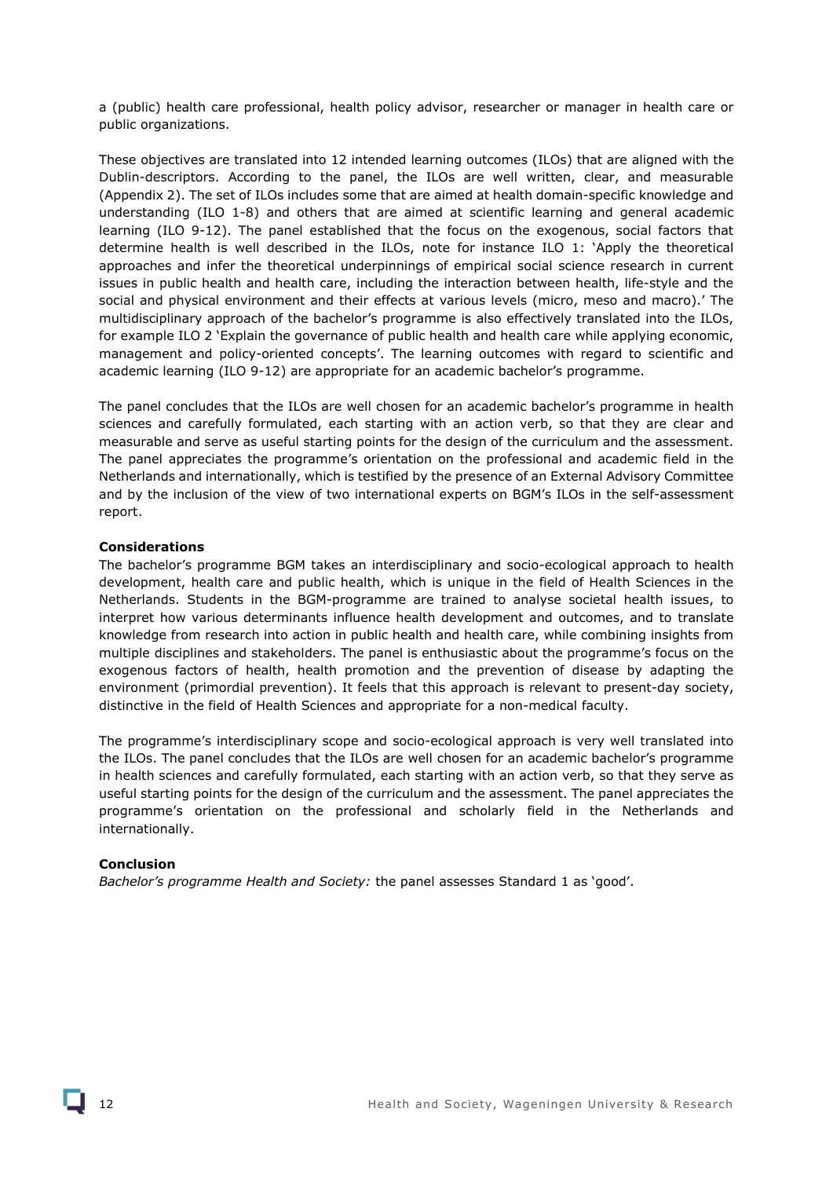a (public) health care professional, health policy advisor, researcher or manager in health care or public organizations.

These objectives are translated into 12 intended learning outcomes (ILOs) that are aligned with the Dublin-descriptors. According to the panel, the ILOs are well written, clear, and measurable (Appendix 2). The set of ILOs includes some that are aimed at health domain-specific knowledge and understanding (ILO 1-8) and others that are aimed at scientific learning and general academic learning (ILO 9-12). The panel established that the focus on the exogenous, social factors that determine health is well described in the ILOs, note for instance ILO 1: 'Apply the theoretical approaches and infer the theoretical underpinnings of empirical social science research in current issues in public health and health care, including the interaction between health, life-style and the social and physical environment and their effects at various levels (micro, meso and macro).' The multidisciplinary approach of the bachelor's programme is also effectively translated into the ILOs, for example ILO 2 'Explain the governance of public health and health care while applying economic, management and policy-oriented concepts'. The learning outcomes with regard to scientific and academic learning (ILO 9-12) are appropriate for an academic bachelor's programme.

The panel concludes that the ILOs are well chosen for an academic bachelor's programme in health sciences and carefully formulated, each starting with an action verb, so that they are clear and measurable and serve as useful starting points for the design of the curriculum and the assessment. The panel appreciates the programme's orientation on the professional and academic field in the Netherlands and internationally, which is testified by the presence of an External Advisory Committee and by the inclusion of the view of two international experts on BGM's ILOs in the self-assessment report.

**Considerations**

The bachelor's programme BGM takes an interdisciplinary and socio-ecological approach to health development, health care and public health, which is unique in the field of Health Sciences in the Netherlands. Students in the BGM-programme are trained to analyse societal health issues, to interpret how various determinants influence health development and outcomes, and to translate knowledge from research into action in public health and health care, while combining insights from multiple disciplines and stakeholders. The panel is enthusiastic about the programme's focus on the exogenous factors of health, health promotion and the prevention of disease by adapting the environment (primordial prevention). It feels that this approach is relevant to present-day society, distinctive in the field of Health Sciences and appropriate for a non-medical faculty.

The programme's interdisciplinary scope and socio-ecological approach is very well translated into the ILOs. The panel concludes that the ILOs are well chosen for an academic bachelor's programme in health sciences and carefully formulated, each starting with an action verb, so that they serve as useful starting points for the design of the curriculum and the assessment. The panel appreciates the programme's orientation on the professional and scholarly field in the Netherlands and internationally.

**Conclusion**

*Bachelor's programme Health and Society:* the panel assesses Standard 1 as 'good'.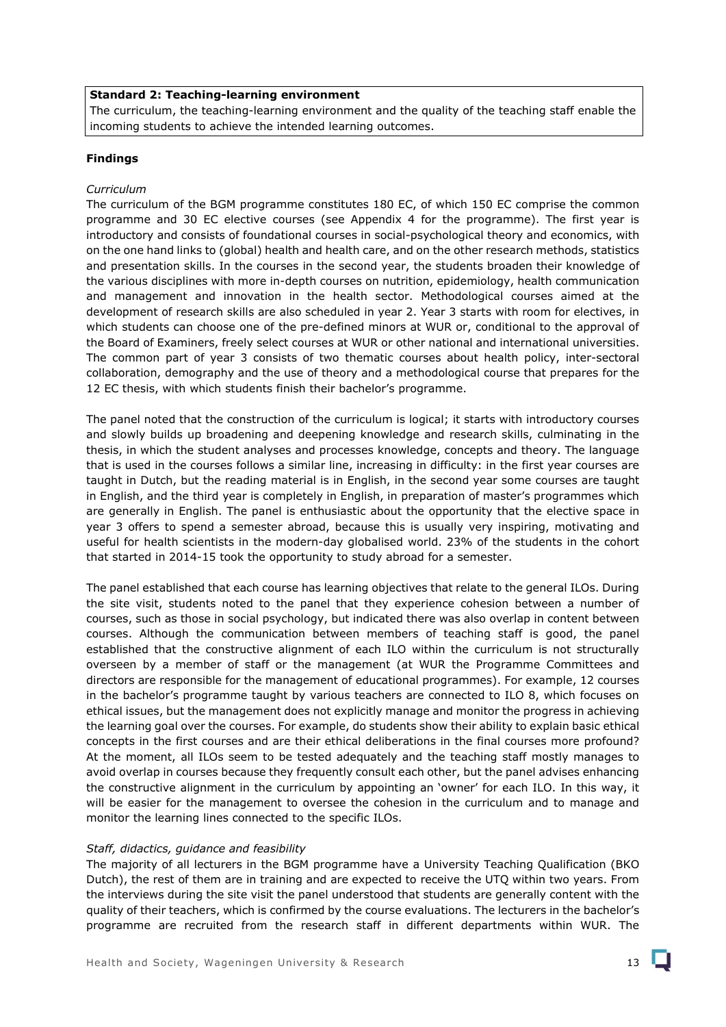**Standard 2: Teaching-learning environment**

The curriculum, the teaching-learning environment and the quality of the teaching staff enable the incoming students to achieve the intended learning outcomes.

**Findings**

*Curriculum*

The curriculum of the BGM programme constitutes 180 EC, of which 150 EC comprise the common programme and 30 EC elective courses (see Appendix 4 for the programme). The first year is introductory and consists of foundational courses in social-psychological theory and economics, with on the one hand links to (global) health and health care, and on the other research methods, statistics and presentation skills. In the courses in the second year, the students broaden their knowledge of the various disciplines with more in-depth courses on nutrition, epidemiology, health communication and management and innovation in the health sector. Methodological courses aimed at the development of research skills are also scheduled in year 2. Year 3 starts with room for electives, in which students can choose one of the pre-defined minors at WUR or, conditional to the approval of the Board of Examiners, freely select courses at WUR or other national and international universities. The common part of year 3 consists of two thematic courses about health policy, inter-sectoral collaboration, demography and the use of theory and a methodological course that prepares for the 12 EC thesis, with which students finish their bachelor's programme.

The panel noted that the construction of the curriculum is logical; it starts with introductory courses and slowly builds up broadening and deepening knowledge and research skills, culminating in the thesis, in which the student analyses and processes knowledge, concepts and theory. The language that is used in the courses follows a similar line, increasing in difficulty: in the first year courses are taught in Dutch, but the reading material is in English, in the second year some courses are taught in English, and the third year is completely in English, in preparation of master's programmes which are generally in English. The panel is enthusiastic about the opportunity that the elective space in year 3 offers to spend a semester abroad, because this is usually very inspiring, motivating and useful for health scientists in the modern-day globalised world. 23% of the students in the cohort that started in 2014-15 took the opportunity to study abroad for a semester.

The panel established that each course has learning objectives that relate to the general ILOs. During the site visit, students noted to the panel that they experience cohesion between a number of courses, such as those in social psychology, but indicated there was also overlap in content between courses. Although the communication between members of teaching staff is good, the panel established that the constructive alignment of each ILO within the curriculum is not structurally overseen by a member of staff or the management (at WUR the Programme Committees and directors are responsible for the management of educational programmes). For example, 12 courses in the bachelor's programme taught by various teachers are connected to ILO 8, which focuses on ethical issues, but the management does not explicitly manage and monitor the progress in achieving the learning goal over the courses. For example, do students show their ability to explain basic ethical concepts in the first courses and are their ethical deliberations in the final courses more profound? At the moment, all ILOs seem to be tested adequately and the teaching staff mostly manages to avoid overlap in courses because they frequently consult each other, but the panel advises enhancing the constructive alignment in the curriculum by appointing an 'owner' for each ILO. In this way, it will be easier for the management to oversee the cohesion in the curriculum and to manage and monitor the learning lines connected to the specific ILOs.

*Staff, didactics, guidance and feasibility*

The majority of all lecturers in the BGM programme have a University Teaching Qualification (BKO Dutch), the rest of them are in training and are expected to receive the UTQ within two years. From the interviews during the site visit the panel understood that students are generally content with the quality of their teachers, which is confirmed by the course evaluations. The lecturers in the bachelor's programme are recruited from the research staff in different departments within WUR. The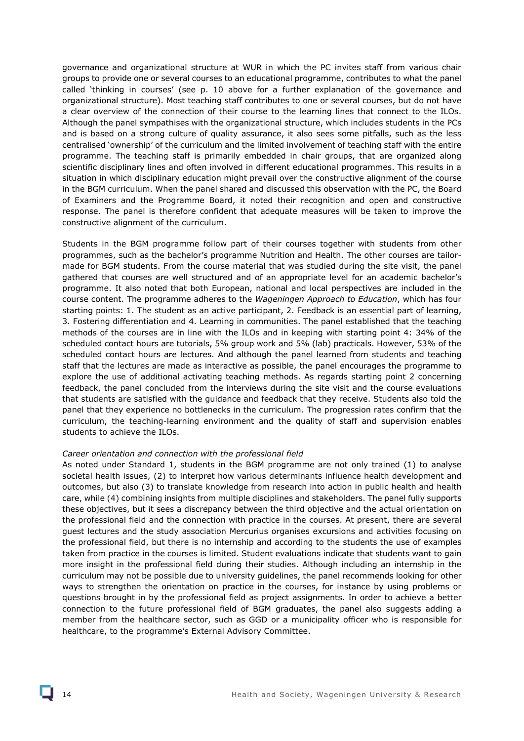governance and organizational structure at WUR in which the PC invites staff from various chair groups to provide one or several courses to an educational programme, contributes to what the panel called 'thinking in courses' (see p. 10 above for a further explanation of the governance and organizational structure). Most teaching staff contributes to one or several courses, but do not have a clear overview of the connection of their course to the learning lines that connect to the ILOs. Although the panel sympathises with the organizational structure, which includes students in the PCs and is based on a strong culture of quality assurance, it also sees some pitfalls, such as the less centralised 'ownership' of the curriculum and the limited involvement of teaching staff with the entire programme. The teaching staff is primarily embedded in chair groups, that are organized along scientific disciplinary lines and often involved in different educational programmes. This results in a situation in which disciplinary education might prevail over the constructive alignment of the course in the BGM curriculum. When the panel shared and discussed this observation with the PC, the Board of Examiners and the Programme Board, it noted their recognition and open and constructive response. The panel is therefore confident that adequate measures will be taken to improve the constructive alignment of the curriculum.

Students in the BGM programme follow part of their courses together with students from other programmes, such as the bachelor's programme Nutrition and Health. The other courses are tailor-made for BGM students. From the course material that was studied during the site visit, the panel gathered that courses are well structured and of an appropriate level for an academic bachelor's programme. It also noted that both European, national and local perspectives are included in the course content. The programme adheres to the *Wageningen Approach to Education*, which has four starting points: 1. The student as an active participant, 2. Feedback is an essential part of learning, 3. Fostering differentiation and 4. Learning in communities. The panel established that the teaching methods of the courses are in line with the ILOs and in keeping with starting point 4: 34% of the scheduled contact hours are tutorials, 5% group work and 5% (lab) practicals. However, 53% of the scheduled contact hours are lectures. And although the panel learned from students and teaching staff that the lectures are made as interactive as possible, the panel encourages the programme to explore the use of additional activating teaching methods. As regards starting point 2 concerning feedback, the panel concluded from the interviews during the site visit and the course evaluations that students are satisfied with the guidance and feedback that they receive. Students also told the panel that they experience no bottlenecks in the curriculum. The progression rates confirm that the curriculum, the teaching-learning environment and the quality of staff and supervision enables students to achieve the ILOs.

*Career orientation and connection with the professional field*

As noted under Standard 1, students in the BGM programme are not only trained (1) to analyse societal health issues, (2) to interpret how various determinants influence health development and outcomes, but also (3) to translate knowledge from research into action in public health and health care, while (4) combining insights from multiple disciplines and stakeholders. The panel fully supports these objectives, but it sees a discrepancy between the third objective and the actual orientation on the professional field and the connection with practice in the courses. At present, there are several guest lectures and the study association Mercurius organises excursions and activities focusing on the professional field, but there is no internship and according to the students the use of examples taken from practice in the courses is limited. Student evaluations indicate that students want to gain more insight in the professional field during their studies. Although including an internship in the curriculum may not be possible due to university guidelines, the panel recommends looking for other ways to strengthen the orientation on practice in the courses, for instance by using problems or questions brought in by the professional field as project assignments. In order to achieve a better connection to the future professional field of BGM graduates, the panel also suggests adding a member from the healthcare sector, such as GGD or a municipality officer who is responsible for healthcare, to the programme's External Advisory Committee.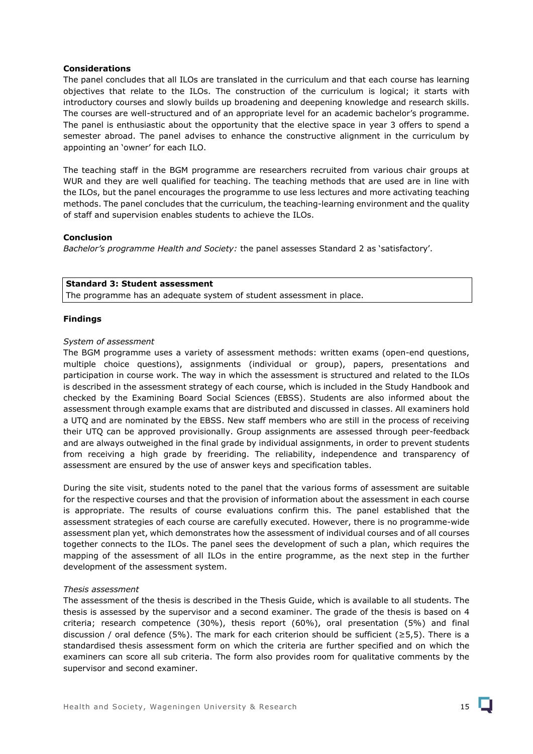**Considerations**

The panel concludes that all ILOs are translated in the curriculum and that each course has learning objectives that relate to the ILOs. The construction of the curriculum is logical; it starts with introductory courses and slowly builds up broadening and deepening knowledge and research skills. The courses are well-structured and of an appropriate level for an academic bachelor's programme. The panel is enthusiastic about the opportunity that the elective space in year 3 offers to spend a semester abroad. The panel advises to enhance the constructive alignment in the curriculum by appointing an 'owner' for each ILO.

The teaching staff in the BGM programme are researchers recruited from various chair groups at WUR and they are well qualified for teaching. The teaching methods that are used are in line with the ILOs, but the panel encourages the programme to use less lectures and more activating teaching methods. The panel concludes that the curriculum, the teaching-learning environment and the quality of staff and supervision enables students to achieve the ILOs.

**Conclusion**

*Bachelor's programme Health and Society:* the panel assesses Standard 2 as 'satisfactory'.

| **Standard 3: Student assessment** |
|---|
| The programme has an adequate system of student assessment in place. |

**Findings**

*System of assessment*

The BGM programme uses a variety of assessment methods: written exams (open-end questions, multiple choice questions), assignments (individual or group), papers, presentations and participation in course work. The way in which the assessment is structured and related to the ILOs is described in the assessment strategy of each course, which is included in the Study Handbook and checked by the Examining Board Social Sciences (EBSS). Students are also informed about the assessment through example exams that are distributed and discussed in classes. All examiners hold a UTQ and are nominated by the EBSS. New staff members who are still in the process of receiving their UTQ can be approved provisionally. Group assignments are assessed through peer-feedback and are always outweighed in the final grade by individual assignments, in order to prevent students from receiving a high grade by freeriding. The reliability, independence and transparency of assessment are ensured by the use of answer keys and specification tables.

During the site visit, students noted to the panel that the various forms of assessment are suitable for the respective courses and that the provision of information about the assessment in each course is appropriate. The results of course evaluations confirm this. The panel established that the assessment strategies of each course are carefully executed. However, there is no programme-wide assessment plan yet, which demonstrates how the assessment of individual courses and of all courses together connects to the ILOs. The panel sees the development of such a plan, which requires the mapping of the assessment of all ILOs in the entire programme, as the next step in the further development of the assessment system.

*Thesis assessment*

The assessment of the thesis is described in the Thesis Guide, which is available to all students. The thesis is assessed by the supervisor and a second examiner. The grade of the thesis is based on 4 criteria; research competence (30%), thesis report (60%), oral presentation (5%) and final discussion / oral defence (5%). The mark for each criterion should be sufficient (≥5,5). There is a standardised thesis assessment form on which the criteria are further specified and on which the examiners can score all sub criteria. The form also provides room for qualitative comments by the supervisor and second examiner.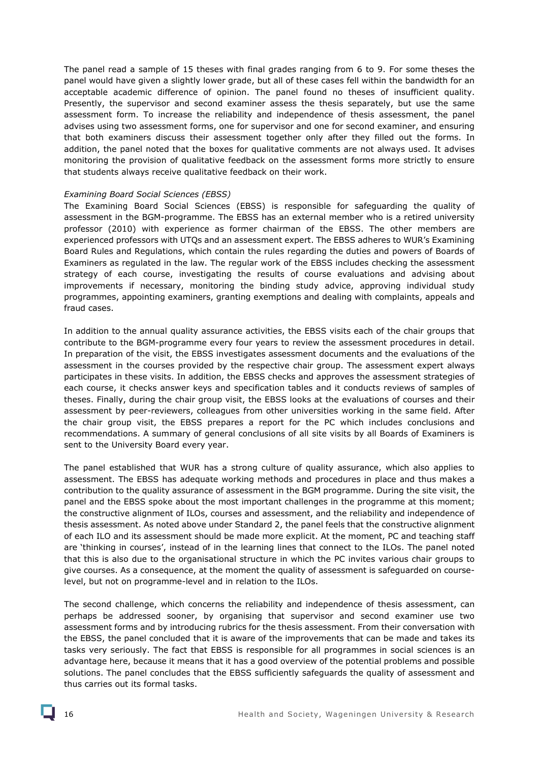The panel read a sample of 15 theses with final grades ranging from 6 to 9. For some theses the panel would have given a slightly lower grade, but all of these cases fell within the bandwidth for an acceptable academic difference of opinion. The panel found no theses of insufficient quality. Presently, the supervisor and second examiner assess the thesis separately, but use the same assessment form. To increase the reliability and independence of thesis assessment, the panel advises using two assessment forms, one for supervisor and one for second examiner, and ensuring that both examiners discuss their assessment together only after they filled out the forms. In addition, the panel noted that the boxes for qualitative comments are not always used. It advises monitoring the provision of qualitative feedback on the assessment forms more strictly to ensure that students always receive qualitative feedback on their work.

*Examining Board Social Sciences (EBSS)*

The Examining Board Social Sciences (EBSS) is responsible for safeguarding the quality of assessment in the BGM-programme. The EBSS has an external member who is a retired university professor (2010) with experience as former chairman of the EBSS. The other members are experienced professors with UTQs and an assessment expert. The EBSS adheres to WUR's Examining Board Rules and Regulations, which contain the rules regarding the duties and powers of Boards of Examiners as regulated in the law. The regular work of the EBSS includes checking the assessment strategy of each course, investigating the results of course evaluations and advising about improvements if necessary, monitoring the binding study advice, approving individual study programmes, appointing examiners, granting exemptions and dealing with complaints, appeals and fraud cases.

In addition to the annual quality assurance activities, the EBSS visits each of the chair groups that contribute to the BGM-programme every four years to review the assessment procedures in detail. In preparation of the visit, the EBSS investigates assessment documents and the evaluations of the assessment in the courses provided by the respective chair group. The assessment expert always participates in these visits. In addition, the EBSS checks and approves the assessment strategies of each course, it checks answer keys and specification tables and it conducts reviews of samples of theses. Finally, during the chair group visit, the EBSS looks at the evaluations of courses and their assessment by peer-reviewers, colleagues from other universities working in the same field. After the chair group visit, the EBSS prepares a report for the PC which includes conclusions and recommendations. A summary of general conclusions of all site visits by all Boards of Examiners is sent to the University Board every year.

The panel established that WUR has a strong culture of quality assurance, which also applies to assessment. The EBSS has adequate working methods and procedures in place and thus makes a contribution to the quality assurance of assessment in the BGM programme. During the site visit, the panel and the EBSS spoke about the most important challenges in the programme at this moment; the constructive alignment of ILOs, courses and assessment, and the reliability and independence of thesis assessment. As noted above under Standard 2, the panel feels that the constructive alignment of each ILO and its assessment should be made more explicit. At the moment, PC and teaching staff are 'thinking in courses', instead of in the learning lines that connect to the ILOs. The panel noted that this is also due to the organisational structure in which the PC invites various chair groups to give courses. As a consequence, at the moment the quality of assessment is safeguarded on course-level, but not on programme-level and in relation to the ILOs.

The second challenge, which concerns the reliability and independence of thesis assessment, can perhaps be addressed sooner, by organising that supervisor and second examiner use two assessment forms and by introducing rubrics for the thesis assessment. From their conversation with the EBSS, the panel concluded that it is aware of the improvements that can be made and takes its tasks very seriously. The fact that EBSS is responsible for all programmes in social sciences is an advantage here, because it means that it has a good overview of the potential problems and possible solutions. The panel concludes that the EBSS sufficiently safeguards the quality of assessment and thus carries out its formal tasks.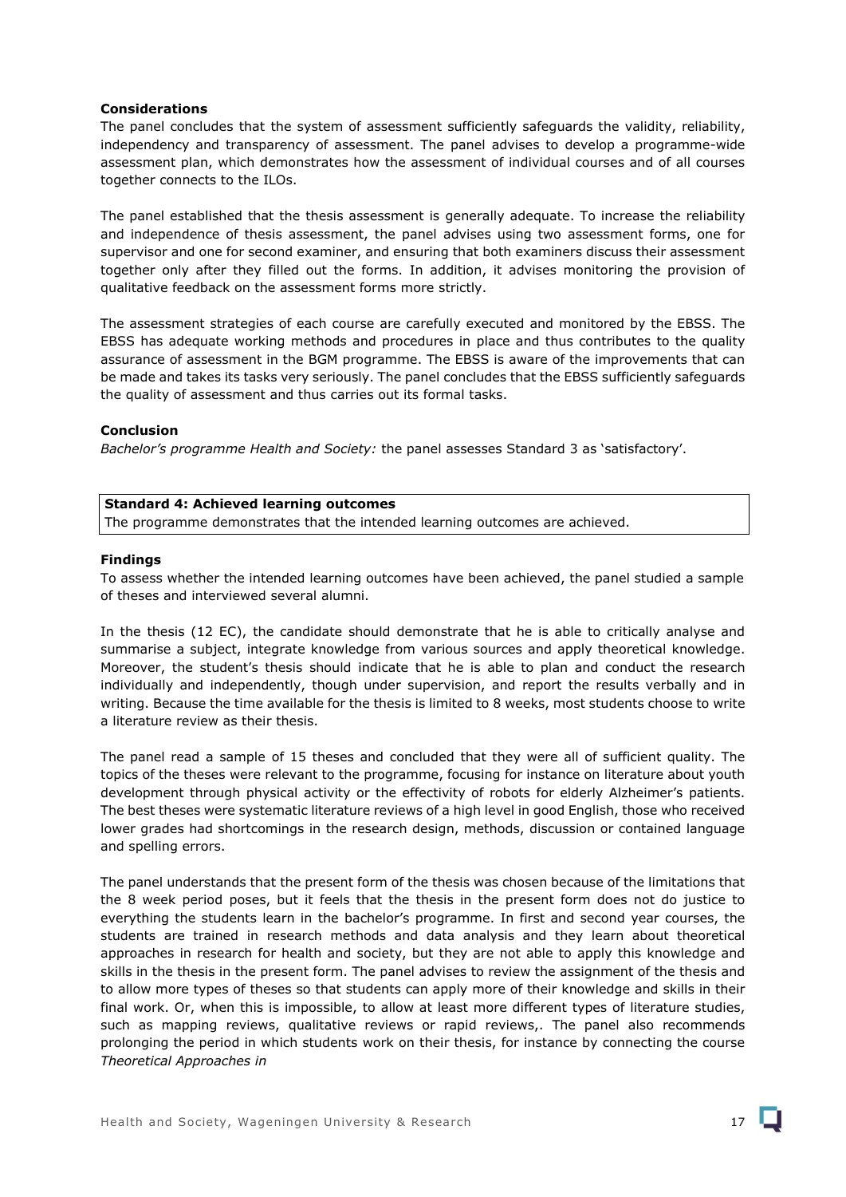**Considerations**

The panel concludes that the system of assessment sufficiently safeguards the validity, reliability, independency and transparency of assessment. The panel advises to develop a programme-wide assessment plan, which demonstrates how the assessment of individual courses and of all courses together connects to the ILOs.

The panel established that the thesis assessment is generally adequate. To increase the reliability and independence of thesis assessment, the panel advises using two assessment forms, one for supervisor and one for second examiner, and ensuring that both examiners discuss their assessment together only after they filled out the forms. In addition, it advises monitoring the provision of qualitative feedback on the assessment forms more strictly.

The assessment strategies of each course are carefully executed and monitored by the EBSS. The EBSS has adequate working methods and procedures in place and thus contributes to the quality assurance of assessment in the BGM programme. The EBSS is aware of the improvements that can be made and takes its tasks very seriously. The panel concludes that the EBSS sufficiently safeguards the quality of assessment and thus carries out its formal tasks.

**Conclusion**

*Bachelor's programme Health and Society:* the panel assesses Standard 3 as 'satisfactory'.

**Standard 4: Achieved learning outcomes**
The programme demonstrates that the intended learning outcomes are achieved.

**Findings**

To assess whether the intended learning outcomes have been achieved, the panel studied a sample of theses and interviewed several alumni.

In the thesis (12 EC), the candidate should demonstrate that he is able to critically analyse and summarise a subject, integrate knowledge from various sources and apply theoretical knowledge. Moreover, the student's thesis should indicate that he is able to plan and conduct the research individually and independently, though under supervision, and report the results verbally and in writing. Because the time available for the thesis is limited to 8 weeks, most students choose to write a literature review as their thesis.

The panel read a sample of 15 theses and concluded that they were all of sufficient quality. The topics of the theses were relevant to the programme, focusing for instance on literature about youth development through physical activity or the effectivity of robots for elderly Alzheimer's patients. The best theses were systematic literature reviews of a high level in good English, those who received lower grades had shortcomings in the research design, methods, discussion or contained language and spelling errors.

The panel understands that the present form of the thesis was chosen because of the limitations that the 8 week period poses, but it feels that the thesis in the present form does not do justice to everything the students learn in the bachelor's programme. In first and second year courses, the students are trained in research methods and data analysis and they learn about theoretical approaches in research for health and society, but they are not able to apply this knowledge and skills in the thesis in the present form. The panel advises to review the assignment of the thesis and to allow more types of theses so that students can apply more of their knowledge and skills in their final work. Or, when this is impossible, to allow at least more different types of literature studies, such as mapping reviews, qualitative reviews or rapid reviews,. The panel also recommends prolonging the period in which students work on their thesis, for instance by connecting the course *Theoretical Approaches in*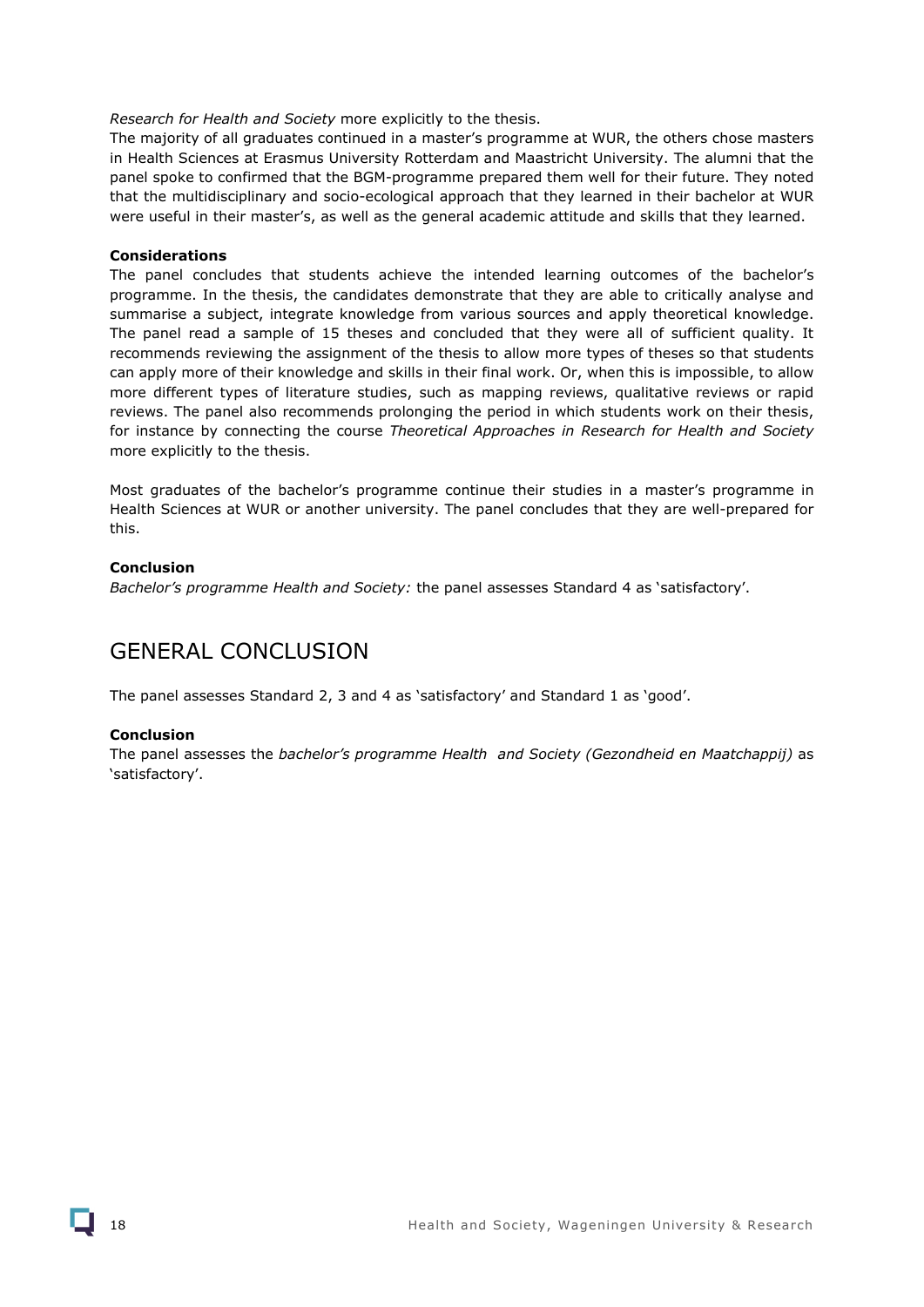*Research for Health and Society* more explicitly to the thesis.

The majority of all graduates continued in a master's programme at WUR, the others chose masters in Health Sciences at Erasmus University Rotterdam and Maastricht University. The alumni that the panel spoke to confirmed that the BGM-programme prepared them well for their future. They noted that the multidisciplinary and socio-ecological approach that they learned in their bachelor at WUR were useful in their master's, as well as the general academic attitude and skills that they learned.

**Considerations**

The panel concludes that students achieve the intended learning outcomes of the bachelor's programme. In the thesis, the candidates demonstrate that they are able to critically analyse and summarise a subject, integrate knowledge from various sources and apply theoretical knowledge. The panel read a sample of 15 theses and concluded that they were all of sufficient quality. It recommends reviewing the assignment of the thesis to allow more types of theses so that students can apply more of their knowledge and skills in their final work. Or, when this is impossible, to allow more different types of literature studies, such as mapping reviews, qualitative reviews or rapid reviews. The panel also recommends prolonging the period in which students work on their thesis, for instance by connecting the course *Theoretical Approaches in Research for Health and Society* more explicitly to the thesis.

Most graduates of the bachelor's programme continue their studies in a master's programme in Health Sciences at WUR or another university. The panel concludes that they are well-prepared for this.

**Conclusion**

*Bachelor's programme Health and Society:* the panel assesses Standard 4 as 'satisfactory'.

## GENERAL CONCLUSION

The panel assesses Standard 2, 3 and 4 as 'satisfactory' and Standard 1 as 'good'.

**Conclusion**

The panel assesses the *bachelor's programme Health and Society (Gezondheid en Maatchappij)* as 'satisfactory'.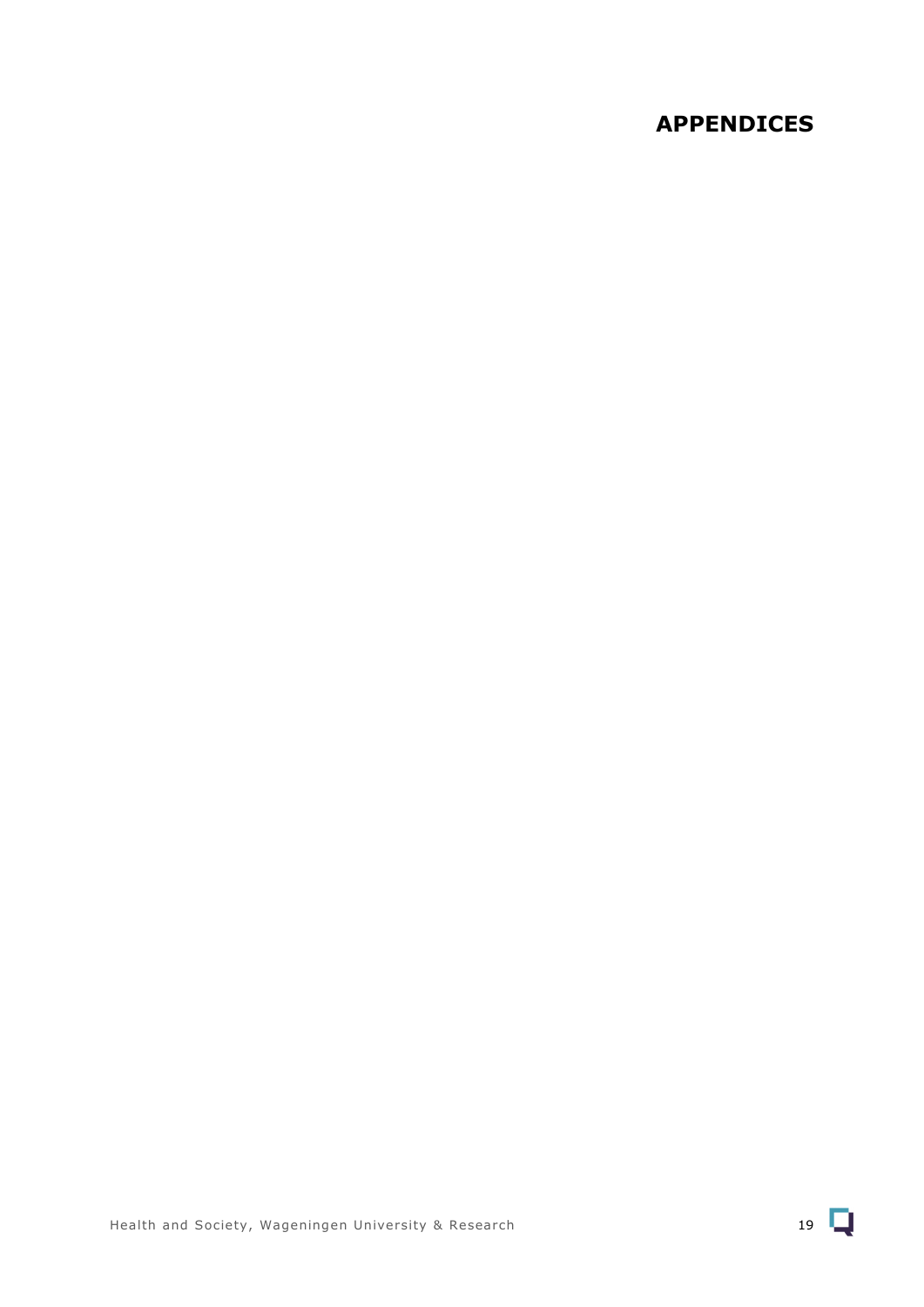# APPENDICES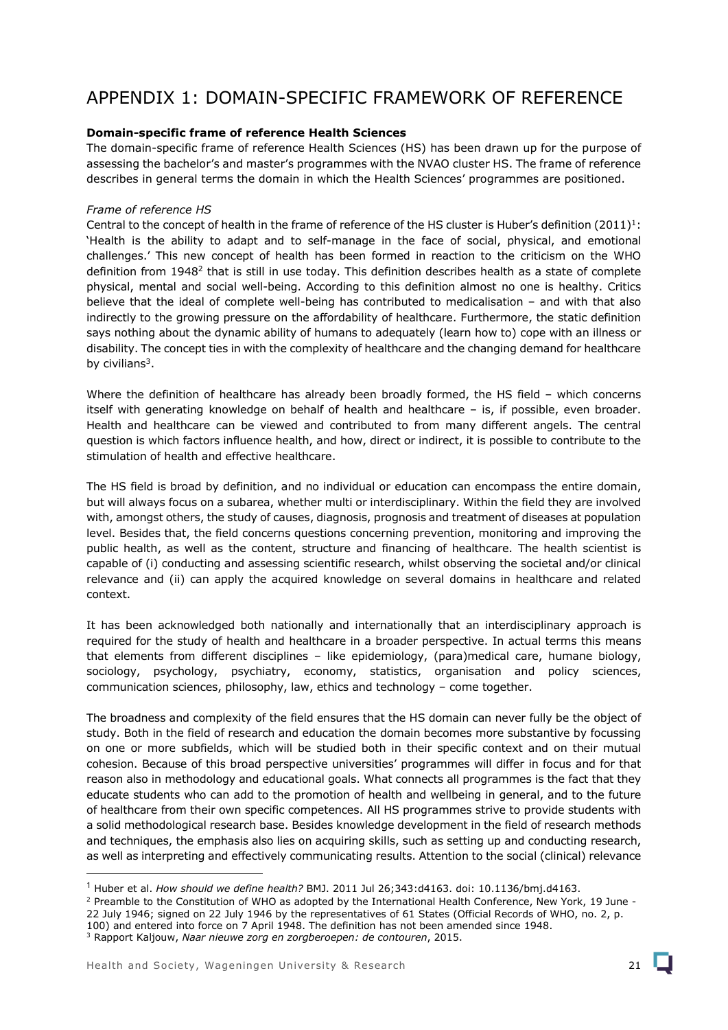# APPENDIX 1: DOMAIN-SPECIFIC FRAMEWORK OF REFERENCE

**Domain-specific frame of reference Health Sciences**

The domain-specific frame of reference Health Sciences (HS) has been drawn up for the purpose of assessing the bachelor's and master's programmes with the NVAO cluster HS. The frame of reference describes in general terms the domain in which the Health Sciences' programmes are positioned.

*Frame of reference HS*

Central to the concept of health in the frame of reference of the HS cluster is Huber's definition (2011)[1]: 'Health is the ability to adapt and to self-manage in the face of social, physical, and emotional challenges.' This new concept of health has been formed in reaction to the criticism on the WHO definition from 1948[2] that is still in use today. This definition describes health as a state of complete physical, mental and social well-being. According to this definition almost no one is healthy. Critics believe that the ideal of complete well-being has contributed to medicalisation – and with that also indirectly to the growing pressure on the affordability of healthcare. Furthermore, the static definition says nothing about the dynamic ability of humans to adequately (learn how to) cope with an illness or disability. The concept ties in with the complexity of healthcare and the changing demand for healthcare by civilians[3].

Where the definition of healthcare has already been broadly formed, the HS field – which concerns itself with generating knowledge on behalf of health and healthcare – is, if possible, even broader. Health and healthcare can be viewed and contributed to from many different angels. The central question is which factors influence health, and how, direct or indirect, it is possible to contribute to the stimulation of health and effective healthcare.

The HS field is broad by definition, and no individual or education can encompass the entire domain, but will always focus on a subarea, whether multi or interdisciplinary. Within the field they are involved with, amongst others, the study of causes, diagnosis, prognosis and treatment of diseases at population level. Besides that, the field concerns questions concerning prevention, monitoring and improving the public health, as well as the content, structure and financing of healthcare. The health scientist is capable of (i) conducting and assessing scientific research, whilst observing the societal and/or clinical relevance and (ii) can apply the acquired knowledge on several domains in healthcare and related context.

It has been acknowledged both nationally and internationally that an interdisciplinary approach is required for the study of health and healthcare in a broader perspective. In actual terms this means that elements from different disciplines – like epidemiology, (para)medical care, humane biology, sociology, psychology, psychiatry, economy, statistics, organisation and policy sciences, communication sciences, philosophy, law, ethics and technology – come together.

The broadness and complexity of the field ensures that the HS domain can never fully be the object of study. Both in the field of research and education the domain becomes more substantive by focussing on one or more subfields, which will be studied both in their specific context and on their mutual cohesion. Because of this broad perspective universities' programmes will differ in focus and for that reason also in methodology and educational goals. What connects all programmes is the fact that they educate students who can add to the promotion of health and wellbeing in general, and to the future of healthcare from their own specific competences. All HS programmes strive to provide students with a solid methodological research base. Besides knowledge development in the field of research methods and techniques, the emphasis also lies on acquiring skills, such as setting up and conducting research, as well as interpreting and effectively communicating results. Attention to the social (clinical) relevance

---

[1] Huber et al. *How should we define health?* BMJ. 2011 Jul 26;343:d4163. doi: 10.1136/bmj.d4163.

[2] Preamble to the Constitution of WHO as adopted by the International Health Conference, New York, 19 June - 22 July 1946; signed on 22 July 1946 by the representatives of 61 States (Official Records of WHO, no. 2, p. 100) and entered into force on 7 April 1948. The definition has not been amended since 1948.

[3] Rapport Kaljouw, *Naar nieuwe zorg en zorgberoepen: de contouren*, 2015.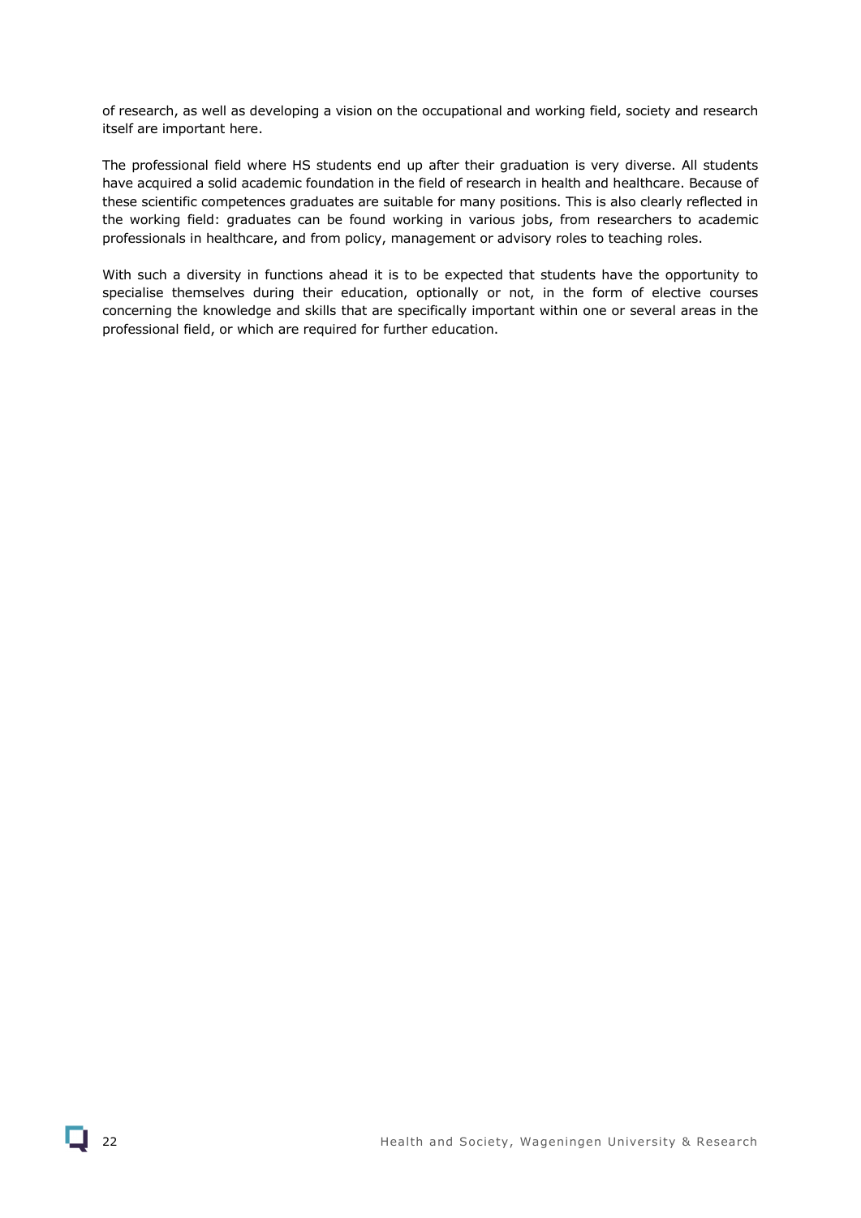of research, as well as developing a vision on the occupational and working field, society and research itself are important here.

The professional field where HS students end up after their graduation is very diverse. All students have acquired a solid academic foundation in the field of research in health and healthcare. Because of these scientific competences graduates are suitable for many positions. This is also clearly reflected in the working field: graduates can be found working in various jobs, from researchers to academic professionals in healthcare, and from policy, management or advisory roles to teaching roles.

With such a diversity in functions ahead it is to be expected that students have the opportunity to specialise themselves during their education, optionally or not, in the form of elective courses concerning the knowledge and skills that are specifically important within one or several areas in the professional field, or which are required for further education.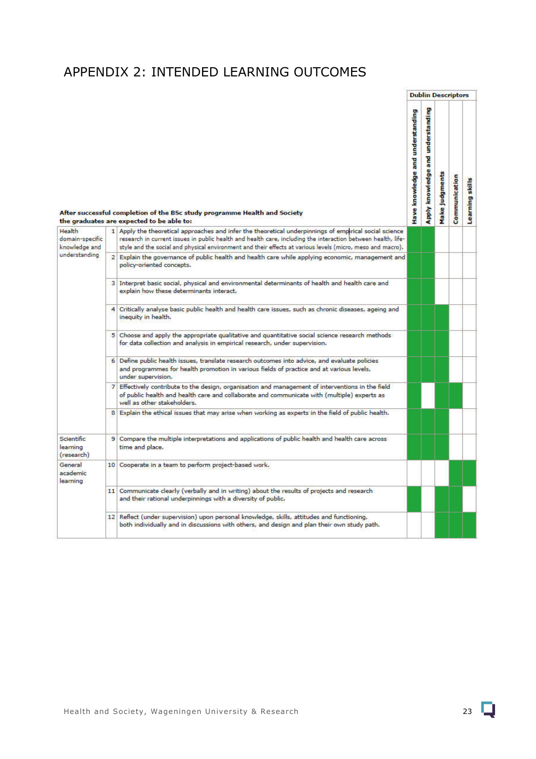# APPENDIX 2: INTENDED LEARNING OUTCOMES

| | | After successful completion of the BSc study programme Health and Society the graduates are expected to be able to: | Dublin Descriptors | | | | |
|---|---|---|---|---|---|---|---|
| | | | Have knowledge and understanding | Apply knowledge and understanding | Make judgments | Communication | Learning skills |
| Health domain-specific knowledge and understanding | 1 | Apply the theoretical approaches and infer the theoretical underpinnings of empirical social science research in current issues in public health and health care, including the interaction between health, life-style and the social and physical environment and their effects at various levels (micro, meso and macro). | X | X | | | |
| | 2 | Explain the governance of public health and health care while applying economic, management and policy-oriented concepts. | X | X | | | |
| | 3 | Interpret basic social, physical and environmental determinants of health and health care and explain how these determinants interact. | X | X | | | |
| | 4 | Critically analyse basic public health and health care issues, such as chronic diseases, ageing and inequity in health. | X | X | X | | |
| | 5 | Choose and apply the appropriate qualitative and quantitative social science research methods for data collection and analysis in empirical research, under supervision. | X | X | X | | |
| | 6 | Define public health issues, translate research outcomes into advice, and evaluate policies and programmes for health promotion in various fields of practice and at various levels, under supervision. | X | X | X | | |
| | 7 | Effectively contribute to the design, organisation and management of interventions in the field of public health and health care and collaborate and communicate with (multiple) experts as well as other stakeholders. | X | | X | X | |
| | 8 | Explain the ethical issues that may arise when working as experts in the field of public health. | X | X | X | | |
| Scientific learning (research) | 9 | Compare the multiple interpretations and applications of public health and health care across time and place. | X | X | X | | |
| General academic learning | 10 | Cooperate in a team to perform project-based work. | | | | X | X |
| | 11 | Communicate clearly (verbally and in writing) about the results of projects and research and their rational underpinnings with a diversity of public. | X | | X | X | |
| | 12 | Reflect (under supervision) upon personal knowledge, skills, attitudes and functioning, both individually and in discussions with others, and design and plan their own study path. | | | X | X | X |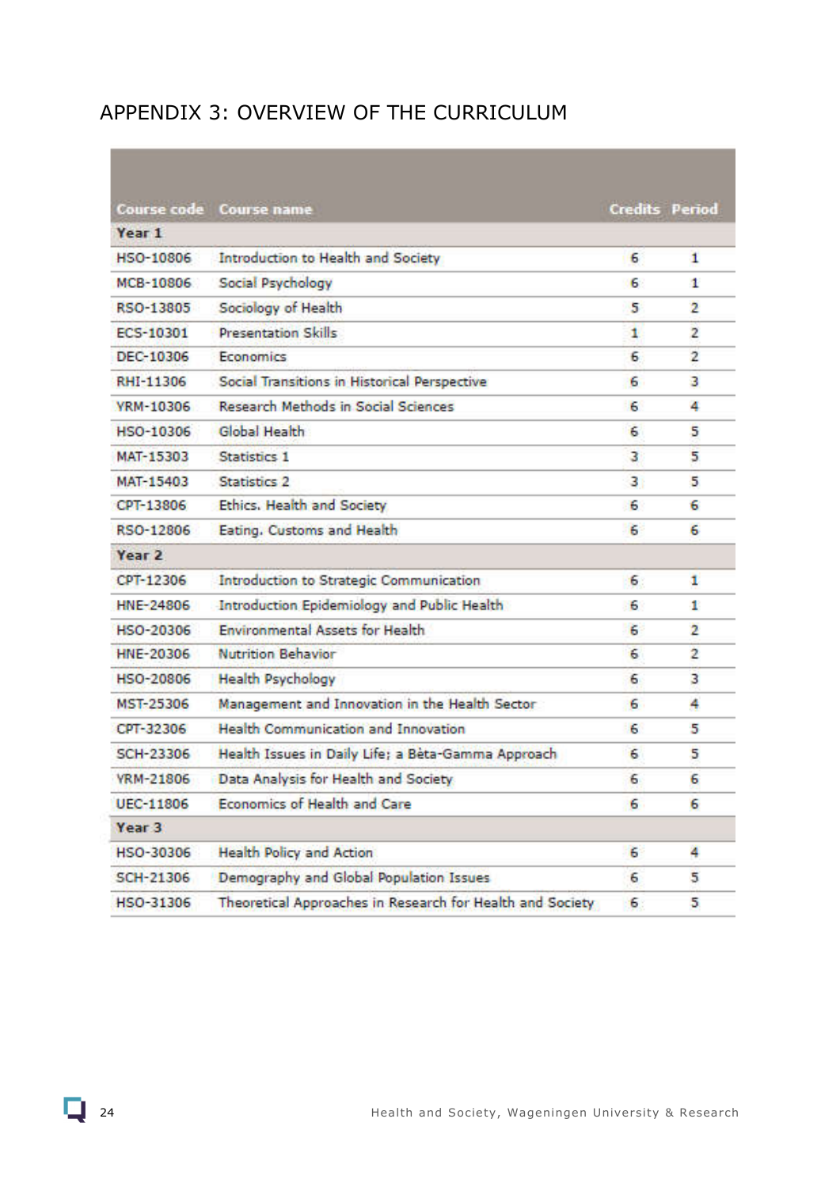# APPENDIX 3: OVERVIEW OF THE CURRICULUM

| Course code | Course name | Credits | Period |
|---|---|---|---|
| **Year 1** | | | |
| HSO-10806 | Introduction to Health and Society | 6 | 1 |
| MCB-10806 | Social Psychology | 6 | 1 |
| RSO-13805 | Sociology of Health | 5 | 2 |
| ECS-10301 | Presentation Skills | 1 | 2 |
| DEC-10306 | Economics | 6 | 2 |
| RHI-11306 | Social Transitions in Historical Perspective | 6 | 3 |
| YRM-10306 | Research Methods in Social Sciences | 6 | 4 |
| HSO-10306 | Global Health | 6 | 5 |
| MAT-15303 | Statistics 1 | 3 | 5 |
| MAT-15403 | Statistics 2 | 3 | 5 |
| CPT-13806 | Ethics. Health and Society | 6 | 6 |
| RSO-12806 | Eating. Customs and Health | 6 | 6 |
| **Year 2** | | | |
| CPT-12306 | Introduction to Strategic Communication | 6 | 1 |
| HNE-24806 | Introduction Epidemiology and Public Health | 6 | 1 |
| HSO-20306 | Environmental Assets for Health | 6 | 2 |
| HNE-20306 | Nutrition Behavior | 6 | 2 |
| HSO-20806 | Health Psychology | 6 | 3 |
| MST-25306 | Management and Innovation in the Health Sector | 6 | 4 |
| CPT-32306 | Health Communication and Innovation | 6 | 5 |
| SCH-23306 | Health Issues in Daily Life; a Bèta-Gamma Approach | 6 | 5 |
| YRM-21806 | Data Analysis for Health and Society | 6 | 6 |
| UEC-11806 | Economics of Health and Care | 6 | 6 |
| **Year 3** | | | |
| HSO-30306 | Health Policy and Action | 6 | 4 |
| SCH-21306 | Demography and Global Population Issues | 6 | 5 |
| HSO-31306 | Theoretical Approaches in Research for Health and Society | 6 | 5 |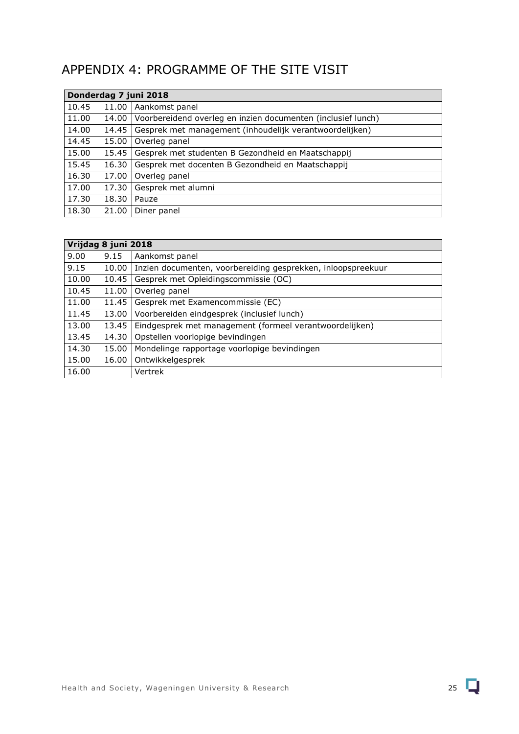# APPENDIX 4: PROGRAMME OF THE SITE VISIT

| **Donderdag 7 juni 2018** | | |
|---|---|---|
| 10.45 | 11.00 | Aankomst panel |
| 11.00 | 14.00 | Voorbereidend overleg en inzien documenten (inclusief lunch) |
| 14.00 | 14.45 | Gesprek met management (inhoudelijk verantwoordelijken) |
| 14.45 | 15.00 | Overleg panel |
| 15.00 | 15.45 | Gesprek met studenten B Gezondheid en Maatschappij |
| 15.45 | 16.30 | Gesprek met docenten B Gezondheid en Maatschappij |
| 16.30 | 17.00 | Overleg panel |
| 17.00 | 17.30 | Gesprek met alumni |
| 17.30 | 18.30 | Pauze |
| 18.30 | 21.00 | Diner panel |

| **Vrijdag 8 juni 2018** | | |
|---|---|---|
| 9.00 | 9.15 | Aankomst panel |
| 9.15 | 10.00 | Inzien documenten, voorbereiding gesprekken, inloopspreekuur |
| 10.00 | 10.45 | Gesprek met Opleidingscommissie (OC) |
| 10.45 | 11.00 | Overleg panel |
| 11.00 | 11.45 | Gesprek met Examencommissie (EC) |
| 11.45 | 13.00 | Voorbereiden eindgesprek (inclusief lunch) |
| 13.00 | 13.45 | Eindgesprek met management (formeel verantwoordelijken) |
| 13.45 | 14.30 | Opstellen voorlopige bevindingen |
| 14.30 | 15.00 | Mondelinge rapportage voorlopige bevindingen |
| 15.00 | 16.00 | Ontwikkelgesprek |
| 16.00 | | Vertrek |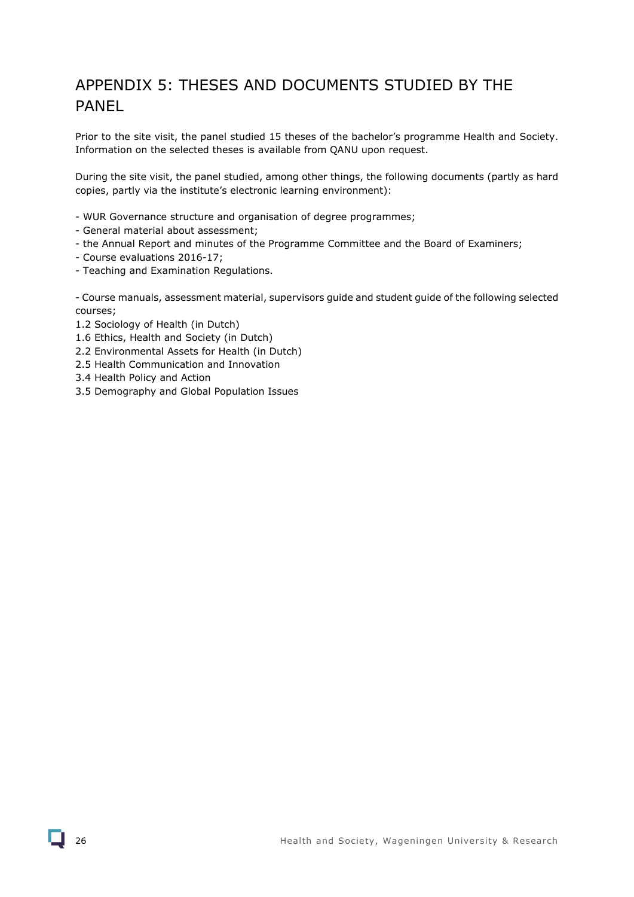# APPENDIX 5: THESES AND DOCUMENTS STUDIED BY THE PANEL

Prior to the site visit, the panel studied 15 theses of the bachelor's programme Health and Society. Information on the selected theses is available from QANU upon request.

During the site visit, the panel studied, among other things, the following documents (partly as hard copies, partly via the institute's electronic learning environment):

- WUR Governance structure and organisation of degree programmes;
- General material about assessment;
- the Annual Report and minutes of the Programme Committee and the Board of Examiners;
- Course evaluations 2016-17;
- Teaching and Examination Regulations.

- Course manuals, assessment material, supervisors guide and student guide of the following selected courses;

1.2 Sociology of Health (in Dutch)
1.6 Ethics, Health and Society (in Dutch)
2.2 Environmental Assets for Health (in Dutch)
2.5 Health Communication and Innovation
3.4 Health Policy and Action
3.5 Demography and Global Population Issues